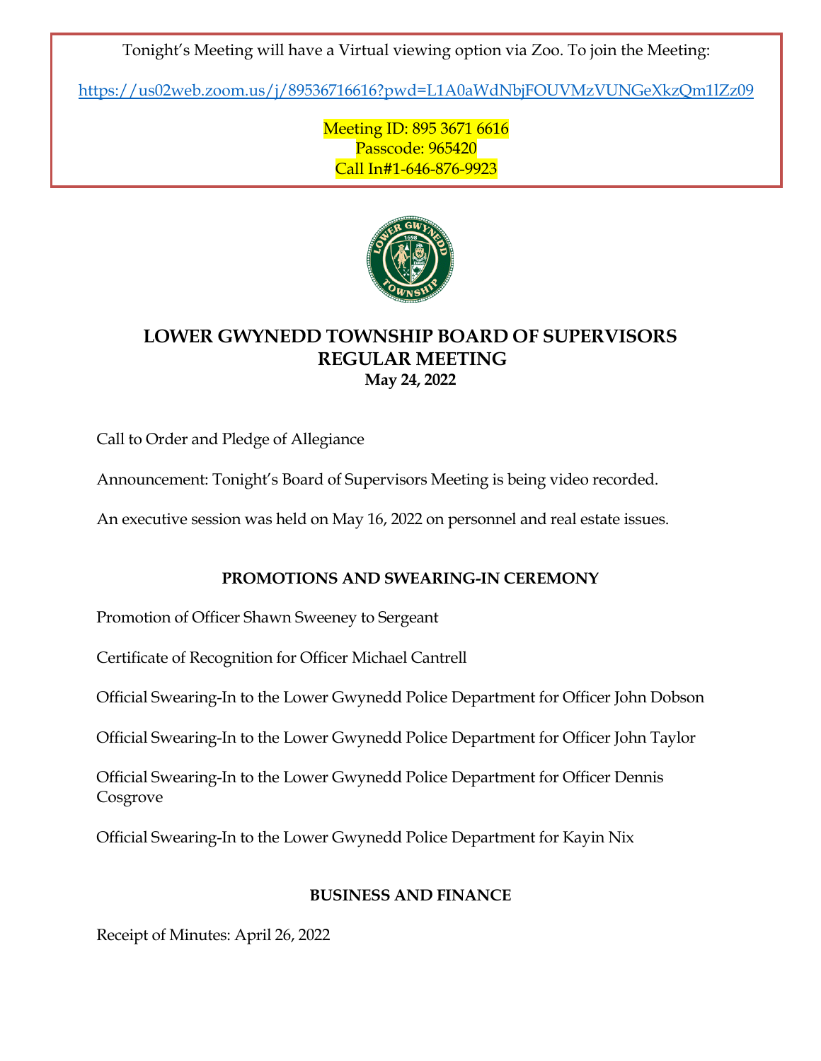Tonight's Meeting will have a Virtual viewing option via Zoo. To join the Meeting:

https://us02web.zoom.us/j/89536716616?pwd=L1A0aWdNbjFOUVMzVUNGeXkzQm1lZz09

Meeting ID: 895 3671 6616
Passcode: 965420
Call In#1-646-876-9923

# LOWER GWYNEDD TOWNSHIP BOARD OF SUPERVISORS REGULAR MEETING

**May 24, 2022**

Call to Order and Pledge of Allegiance

Announcement: Tonight's Board of Supervisors Meeting is being video recorded.

An executive session was held on May 16, 2022 on personnel and real estate issues.

## PROMOTIONS AND SWEARING-IN CEREMONY

Promotion of Officer Shawn Sweeney to Sergeant

Certificate of Recognition for Officer Michael Cantrell

Official Swearing-In to the Lower Gwynedd Police Department for Officer John Dobson

Official Swearing-In to the Lower Gwynedd Police Department for Officer John Taylor

Official Swearing-In to the Lower Gwynedd Police Department for Officer Dennis Cosgrove

Official Swearing-In to the Lower Gwynedd Police Department for Kayin Nix

## BUSINESS AND FINANCE

Receipt of Minutes: April 26, 2022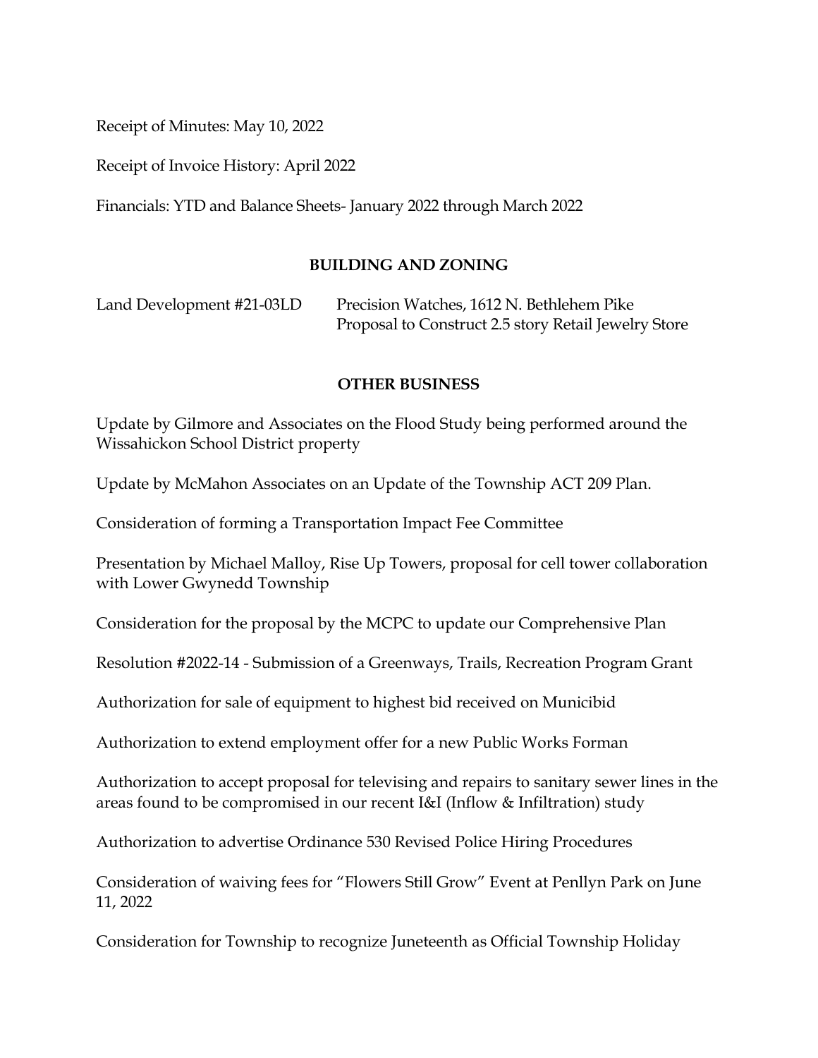Receipt of Minutes: May 10, 2022

Receipt of Invoice History: April 2022

Financials: YTD and Balance Sheets- January 2022 through March 2022

## BUILDING AND ZONING

Land Development #21-03LD    Precision Watches, 1612 N. Bethlehem Pike
Proposal to Construct 2.5 story Retail Jewelry Store

## OTHER BUSINESS

Update by Gilmore and Associates on the Flood Study being performed around the Wissahickon School District property

Update by McMahon Associates on an Update of the Township ACT 209 Plan.

Consideration of forming a Transportation Impact Fee Committee

Presentation by Michael Malloy, Rise Up Towers, proposal for cell tower collaboration with Lower Gwynedd Township

Consideration for the proposal by the MCPC to update our Comprehensive Plan

Resolution #2022-14 - Submission of a Greenways, Trails, Recreation Program Grant

Authorization for sale of equipment to highest bid received on Municibid

Authorization to extend employment offer for a new Public Works Forman

Authorization to accept proposal for televising and repairs to sanitary sewer lines in the areas found to be compromised in our recent I&I (Inflow & Infiltration) study

Authorization to advertise Ordinance 530 Revised Police Hiring Procedures

Consideration of waiving fees for "Flowers Still Grow" Event at Penllyn Park on June 11, 2022

Consideration for Township to recognize Juneteenth as Official Township Holiday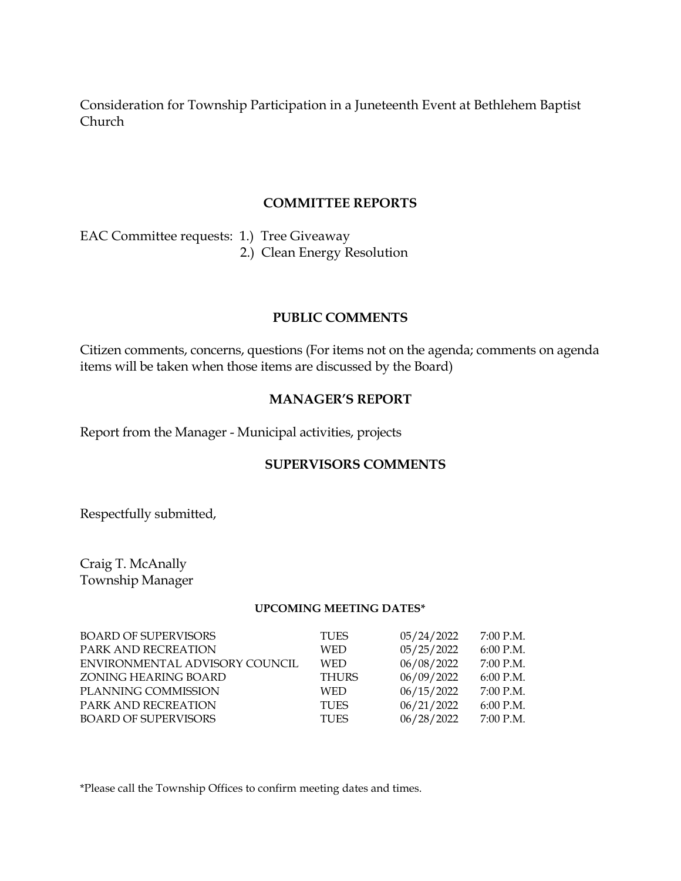Consideration for Township Participation in a Juneteenth Event at Bethlehem Baptist Church

## COMMITTEE REPORTS

EAC Committee requests:
1.) Tree Giveaway
2.) Clean Energy Resolution

## PUBLIC COMMENTS

Citizen comments, concerns, questions (For items not on the agenda; comments on agenda items will be taken when those items are discussed by the Board)

## MANAGER'S REPORT

Report from the Manager - Municipal activities, projects

## SUPERVISORS COMMENTS

Respectfully submitted,

Craig T. McAnally
Township Manager

### UPCOMING MEETING DATES*

| | | | |
|---|---|---|---|
| BOARD OF SUPERVISORS | TUES | 05/24/2022 | 7:00 P.M. |
| PARK AND RECREATION | WED | 05/25/2022 | 6:00 P.M. |
| ENVIRONMENTAL ADVISORY COUNCIL | WED | 06/08/2022 | 7:00 P.M. |
| ZONING HEARING BOARD | THURS | 06/09/2022 | 6:00 P.M. |
| PLANNING COMMISSION | WED | 06/15/2022 | 7:00 P.M. |
| PARK AND RECREATION | TUES | 06/21/2022 | 6:00 P.M. |
| BOARD OF SUPERVISORS | TUES | 06/28/2022 | 7:00 P.M. |

*Please call the Township Offices to confirm meeting dates and times.